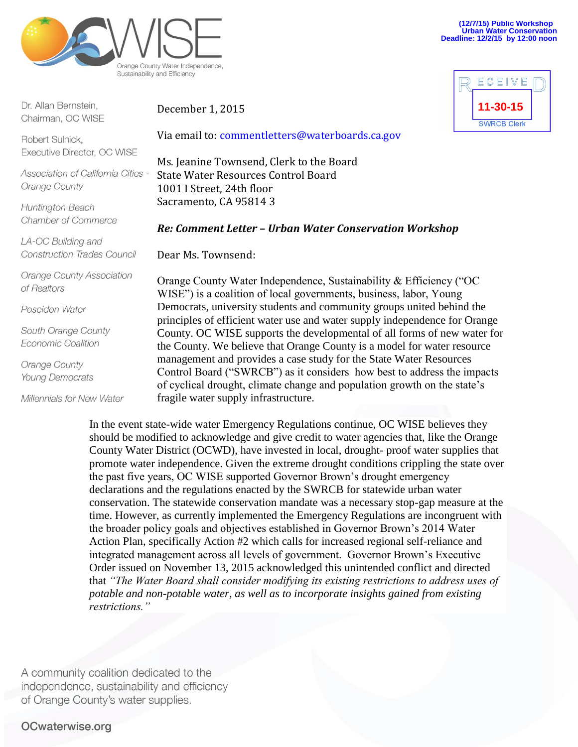(12/7/15) Public Workshop
Urban Water Conservation
Deadline: 12/2/15 by 12:00 noon

CWISE
Orange County Water Independence, Sustainability and Efficiency

RECEIVED
11-30-15
SWRCB Clerk

Dr. Allan Bernstein,
Chairman, OC WISE

Robert Sulnick,
Executive Director, OC WISE

*Association of California Cities - Orange County*

*Huntington Beach Chamber of Commerce*

*LA-OC Building and Construction Trades Council*

*Orange County Association of Realtors*

*Poseidon Water*

*South Orange County Economic Coalition*

*Orange County Young Democrats*

*Millennials for New Water*

December 1, 2015

Via email to: commentletters@waterboards.ca.gov

Ms. Jeanine Townsend, Clerk to the Board
State Water Resources Control Board
1001 I Street, 24th floor
Sacramento, CA 95814 3

***Re: Comment Letter – Urban Water Conservation Workshop***

Dear Ms. Townsend:

Orange County Water Independence, Sustainability & Efficiency ("OC WISE") is a coalition of local governments, business, labor, Young Democrats, university students and community groups united behind the principles of efficient water use and water supply independence for Orange County. OC WISE supports the developmental of all forms of new water for the County. We believe that Orange County is a model for water resource management and provides a case study for the State Water Resources Control Board ("SWRCB") as it considers how best to address the impacts of cyclical drought, climate change and population growth on the state's fragile water supply infrastructure.

In the event state-wide water Emergency Regulations continue, OC WISE believes they should be modified to acknowledge and give credit to water agencies that, like the Orange County Water District (OCWD), have invested in local, drought- proof water supplies that promote water independence. Given the extreme drought conditions crippling the state over the past five years, OC WISE supported Governor Brown's drought emergency declarations and the regulations enacted by the SWRCB for statewide urban water conservation. The statewide conservation mandate was a necessary stop-gap measure at the time. However, as currently implemented the Emergency Regulations are incongruent with the broader policy goals and objectives established in Governor Brown's 2014 Water Action Plan, specifically Action #2 which calls for increased regional self-reliance and integrated management across all levels of government. Governor Brown's Executive Order issued on November 13, 2015 acknowledged this unintended conflict and directed that *"The Water Board shall consider modifying its existing restrictions to address uses of potable and non-potable water, as well as to incorporate insights gained from existing restrictions."*

A community coalition dedicated to the independence, sustainability and efficiency of Orange County's water supplies.

OCwaterwise.org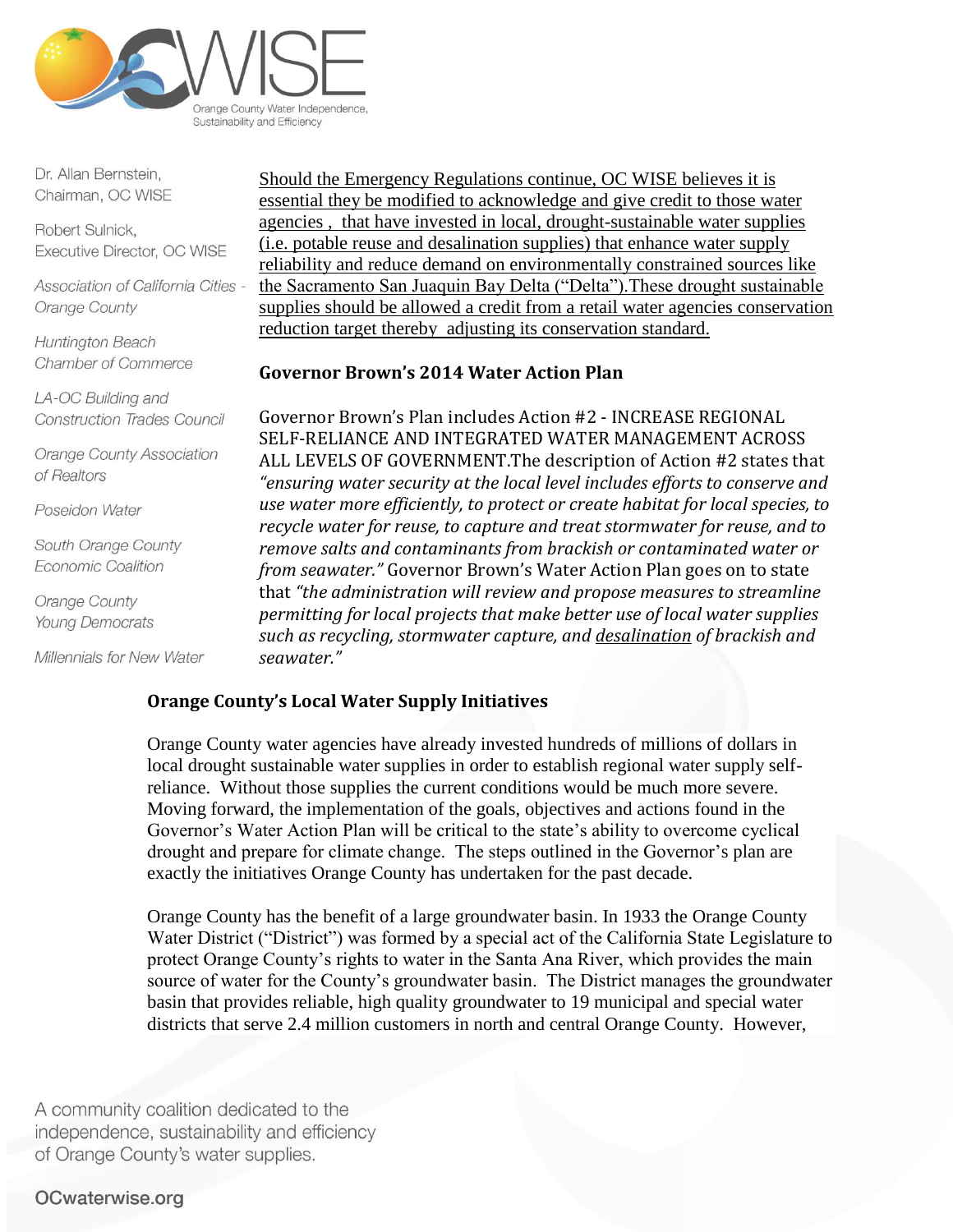Dr. Allan Bernstein,
Chairman, OC WISE

Robert Sulnick,
Executive Director, OC WISE

*Association of California Cities - Orange County*

*Huntington Beach Chamber of Commerce*

*LA-OC Building and Construction Trades Council*

*Orange County Association of Realtors*

*Poseidon Water*

*South Orange County Economic Coalition*

*Orange County Young Democrats*

*Millennials for New Water*

<u>Should the Emergency Regulations continue, OC WISE believes it is essential they be modified to acknowledge and give credit to those water agencies , that have invested in local, drought-sustainable water supplies (i.e. potable reuse and desalination supplies) that enhance water supply reliability and reduce demand on environmentally constrained sources like the Sacramento San Juaquin Bay Delta ("Delta").These drought sustainable supplies should be allowed a credit from a retail water agencies conservation reduction target thereby adjusting its conservation standard.</u>

**Governor Brown's 2014 Water Action Plan**

Governor Brown's Plan includes Action #2 - INCREASE REGIONAL SELF-RELIANCE AND INTEGRATED WATER MANAGEMENT ACROSS ALL LEVELS OF GOVERNMENT.The description of Action #2 states that *"ensuring water security at the local level includes efforts to conserve and use water more efficiently, to protect or create habitat for local species, to recycle water for reuse, to capture and treat stormwater for reuse, and to remove salts and contaminants from brackish or contaminated water or from seawater."* Governor Brown's Water Action Plan goes on to state that *"the administration will review and propose measures to streamline permitting for local projects that make better use of local water supplies such as recycling, stormwater capture, and <u>desalination</u> of brackish and seawater."*

**Orange County's Local Water Supply Initiatives**

Orange County water agencies have already invested hundreds of millions of dollars in local drought sustainable water supplies in order to establish regional water supply self-reliance. Without those supplies the current conditions would be much more severe. Moving forward, the implementation of the goals, objectives and actions found in the Governor's Water Action Plan will be critical to the state's ability to overcome cyclical drought and prepare for climate change. The steps outlined in the Governor's plan are exactly the initiatives Orange County has undertaken for the past decade.

Orange County has the benefit of a large groundwater basin. In 1933 the Orange County Water District ("District") was formed by a special act of the California State Legislature to protect Orange County's rights to water in the Santa Ana River, which provides the main source of water for the County's groundwater basin. The District manages the groundwater basin that provides reliable, high quality groundwater to 19 municipal and special water districts that serve 2.4 million customers in north and central Orange County. However,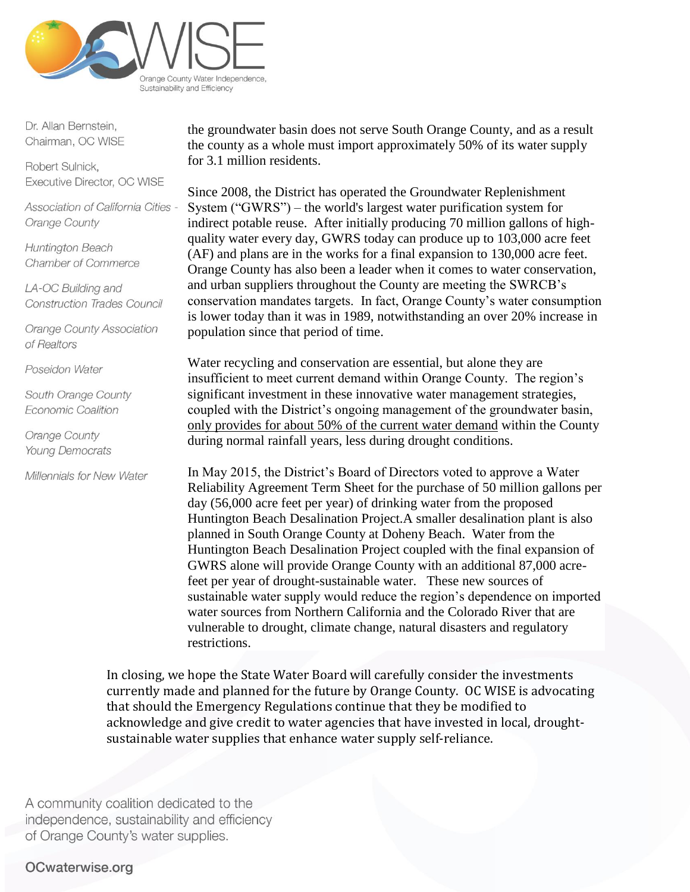Dr. Allan Bernstein,
Chairman, OC WISE

Robert Sulnick,
Executive Director, OC WISE

*Association of California Cities - Orange County*

*Huntington Beach Chamber of Commerce*

*LA-OC Building and Construction Trades Council*

*Orange County Association of Realtors*

*Poseidon Water*

*South Orange County Economic Coalition*

*Orange County Young Democrats*

*Millennials for New Water*

the groundwater basin does not serve South Orange County, and as a result the county as a whole must import approximately 50% of its water supply for 3.1 million residents.

Since 2008, the District has operated the Groundwater Replenishment System ("GWRS") – the world's largest water purification system for indirect potable reuse. After initially producing 70 million gallons of high-quality water every day, GWRS today can produce up to 103,000 acre feet (AF) and plans are in the works for a final expansion to 130,000 acre feet. Orange County has also been a leader when it comes to water conservation, and urban suppliers throughout the County are meeting the SWRCB's conservation mandates targets. In fact, Orange County's water consumption is lower today than it was in 1989, notwithstanding an over 20% increase in population since that period of time.

Water recycling and conservation are essential, but alone they are insufficient to meet current demand within Orange County. The region's significant investment in these innovative water management strategies, coupled with the District's ongoing management of the groundwater basin, <u>only provides for about 50% of the current water demand</u> within the County during normal rainfall years, less during drought conditions.

In May 2015, the District's Board of Directors voted to approve a Water Reliability Agreement Term Sheet for the purchase of 50 million gallons per day (56,000 acre feet per year) of drinking water from the proposed Huntington Beach Desalination Project.A smaller desalination plant is also planned in South Orange County at Doheny Beach. Water from the Huntington Beach Desalination Project coupled with the final expansion of GWRS alone will provide Orange County with an additional 87,000 acre-feet per year of drought-sustainable water. These new sources of sustainable water supply would reduce the region's dependence on imported water sources from Northern California and the Colorado River that are vulnerable to drought, climate change, natural disasters and regulatory restrictions.

In closing, we hope the State Water Board will carefully consider the investments currently made and planned for the future by Orange County. OC WISE is advocating that should the Emergency Regulations continue that they be modified to acknowledge and give credit to water agencies that have invested in local, drought-sustainable water supplies that enhance water supply self-reliance.

A community coalition dedicated to the independence, sustainability and efficiency of Orange County's water supplies.

OCwaterwise.org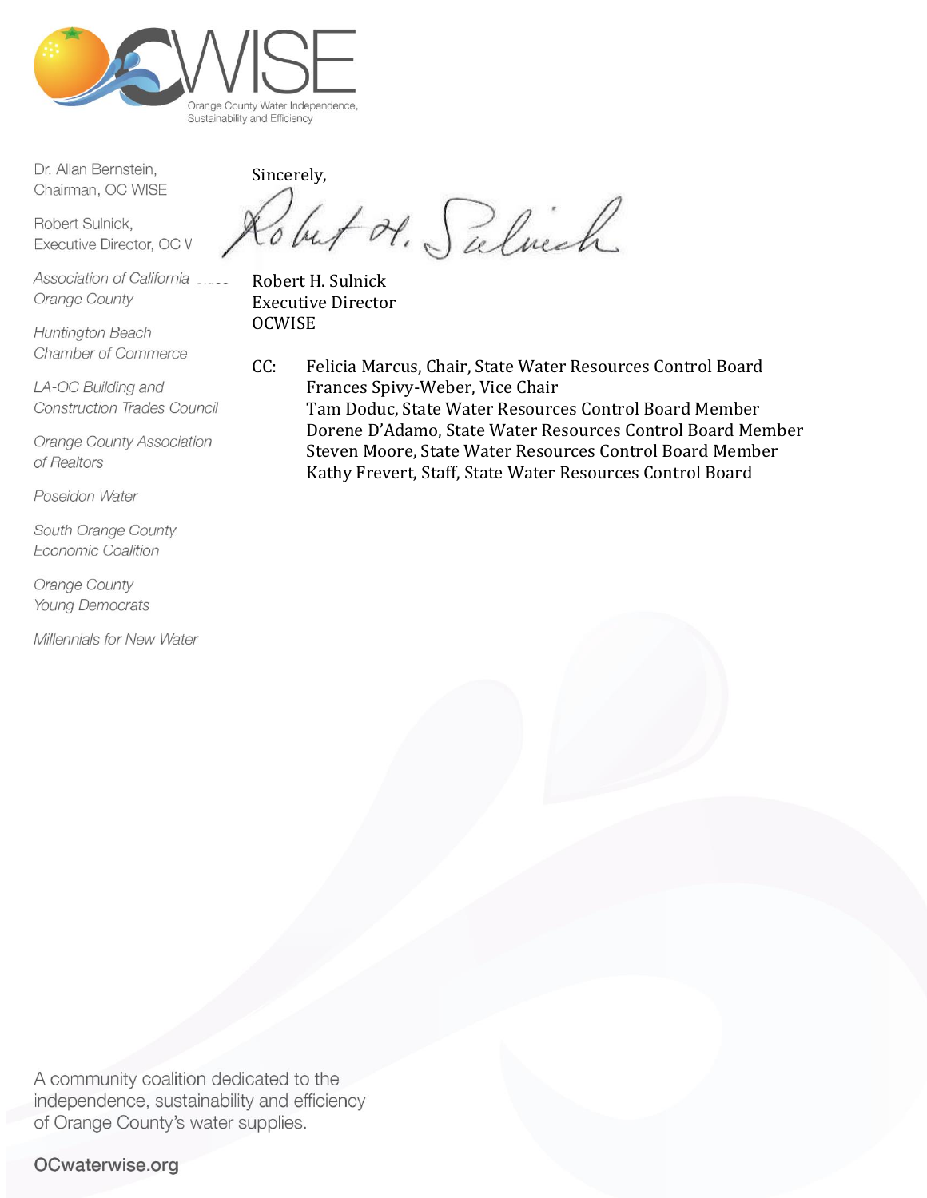OCWISE

Orange County Water Independence, Sustainability and Efficiency

Dr. Allan Bernstein, Chairman, OC WISE

Robert Sulnick, Executive Director, OC V

*Association of California ..... Orange County*

*Huntington Beach Chamber of Commerce*

*LA-OC Building and Construction Trades Council*

*Orange County Association of Realtors*

*Poseidon Water*

*South Orange County Economic Coalition*

*Orange County Young Democrats*

*Millennials for New Water*

Sincerely,

Robert H. Sulnick
Executive Director
OCWISE

CC: Felicia Marcus, Chair, State Water Resources Control Board
Frances Spivy-Weber, Vice Chair
Tam Doduc, State Water Resources Control Board Member
Dorene D'Adamo, State Water Resources Control Board Member
Steven Moore, State Water Resources Control Board Member
Kathy Frevert, Staff, State Water Resources Control Board

A community coalition dedicated to the independence, sustainability and efficiency of Orange County's water supplies.

OCwaterwise.org